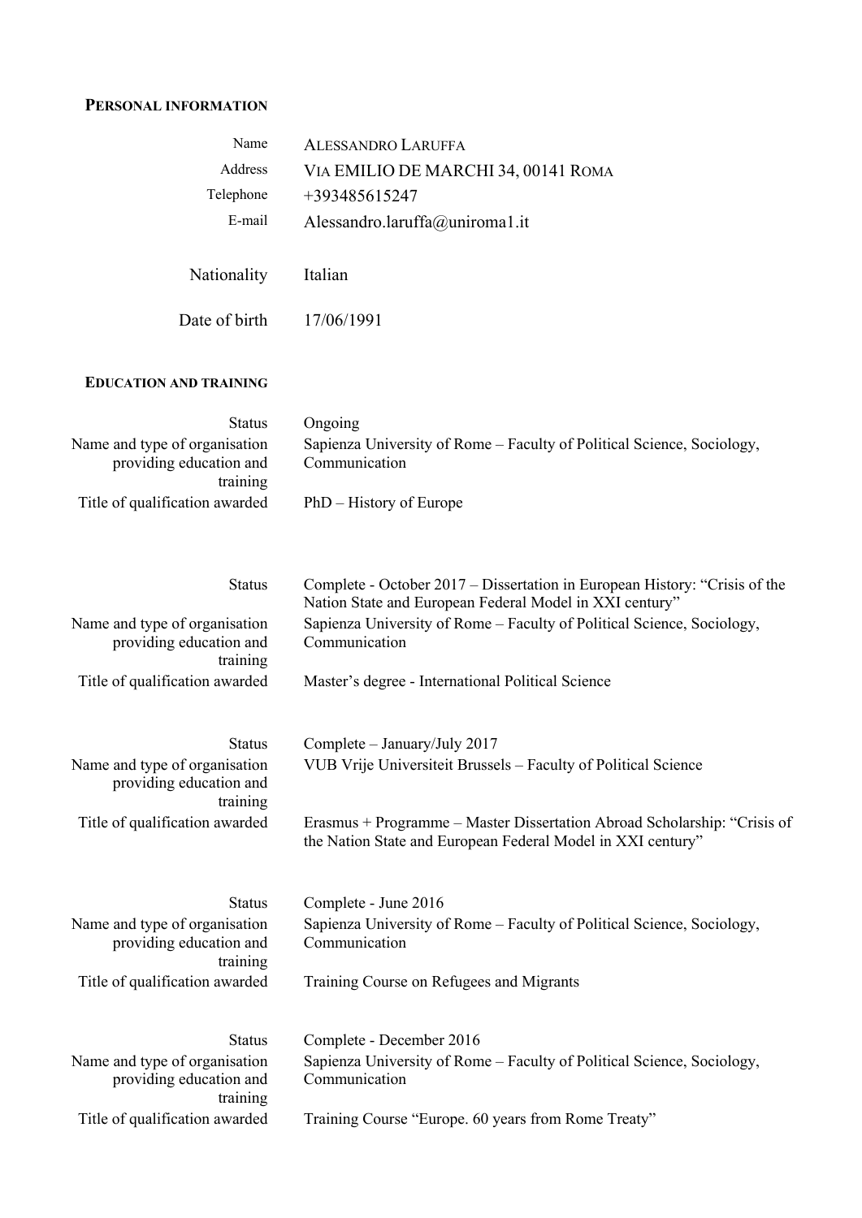## PERSONAL INFORMATION

| | |
|---|---|
| Name | ALESSANDRO LARUFFA |
| Address | VIA EMILIO DE MARCHI 34, 00141 ROMA |
| Telephone | +393485615247 |
| E-mail | Alessandro.laruffa@uniroma1.it |
| Nationality | Italian |
| Date of birth | 17/06/1991 |

## EDUCATION AND TRAINING

| | |
|---|---|
| Status | Ongoing |
| Name and type of organisation providing education and training | Sapienza University of Rome – Faculty of Political Science, Sociology, Communication |
| Title of qualification awarded | PhD – History of Europe |

| | |
|---|---|
| Status | Complete - October 2017 – Dissertation in European History: "Crisis of the Nation State and European Federal Model in XXI century" |
| Name and type of organisation providing education and training | Sapienza University of Rome – Faculty of Political Science, Sociology, Communication |
| Title of qualification awarded | Master's degree - International Political Science |

| | |
|---|---|
| Status | Complete – January/July 2017 |
| Name and type of organisation providing education and training | VUB Vrije Universiteit Brussels – Faculty of Political Science |
| Title of qualification awarded | Erasmus + Programme – Master Dissertation Abroad Scholarship: "Crisis of the Nation State and European Federal Model in XXI century" |

| | |
|---|---|
| Status | Complete - June 2016 |
| Name and type of organisation providing education and training | Sapienza University of Rome – Faculty of Political Science, Sociology, Communication |
| Title of qualification awarded | Training Course on Refugees and Migrants |

| | |
|---|---|
| Status | Complete - December 2016 |
| Name and type of organisation providing education and training | Sapienza University of Rome – Faculty of Political Science, Sociology, Communication |
| Title of qualification awarded | Training Course "Europe. 60 years from Rome Treaty" |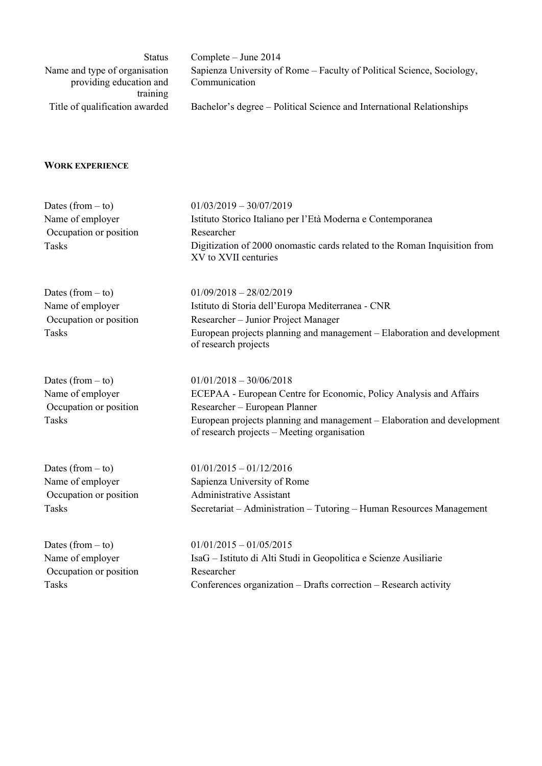| | |
|---|---|
| Status | Complete – June 2014 |
| Name and type of organisation providing education and training | Sapienza University of Rome – Faculty of Political Science, Sociology, Communication |
| Title of qualification awarded | Bachelor's degree – Political Science and International Relationships |

## WORK EXPERIENCE

| | |
|---|---|
| Dates (from – to) | 01/03/2019 – 30/07/2019 |
| Name of employer | Istituto Storico Italiano per l'Età Moderna e Contemporanea |
| Occupation or position | Researcher |
| Tasks | Digitization of 2000 onomastic cards related to the Roman Inquisition from XV to XVII centuries |

| | |
|---|---|
| Dates (from – to) | 01/09/2018 – 28/02/2019 |
| Name of employer | Istituto di Storia dell'Europa Mediterranea - CNR |
| Occupation or position | Researcher – Junior Project Manager |
| Tasks | European projects planning and management – Elaboration and development of research projects |

| | |
|---|---|
| Dates (from – to) | 01/01/2018 – 30/06/2018 |
| Name of employer | ECEPAA - European Centre for Economic, Policy Analysis and Affairs |
| Occupation or position | Researcher – European Planner |
| Tasks | European projects planning and management – Elaboration and development of research projects – Meeting organisation |

| | |
|---|---|
| Dates (from – to) | 01/01/2015 – 01/12/2016 |
| Name of employer | Sapienza University of Rome |
| Occupation or position | Administrative Assistant |
| Tasks | Secretariat – Administration – Tutoring – Human Resources Management |

| | |
|---|---|
| Dates (from – to) | 01/01/2015 – 01/05/2015 |
| Name of employer | IsaG – Istituto di Alti Studi in Geopolitica e Scienze Ausiliarie |
| Occupation or position | Researcher |
| Tasks | Conferences organization – Drafts correction – Research activity |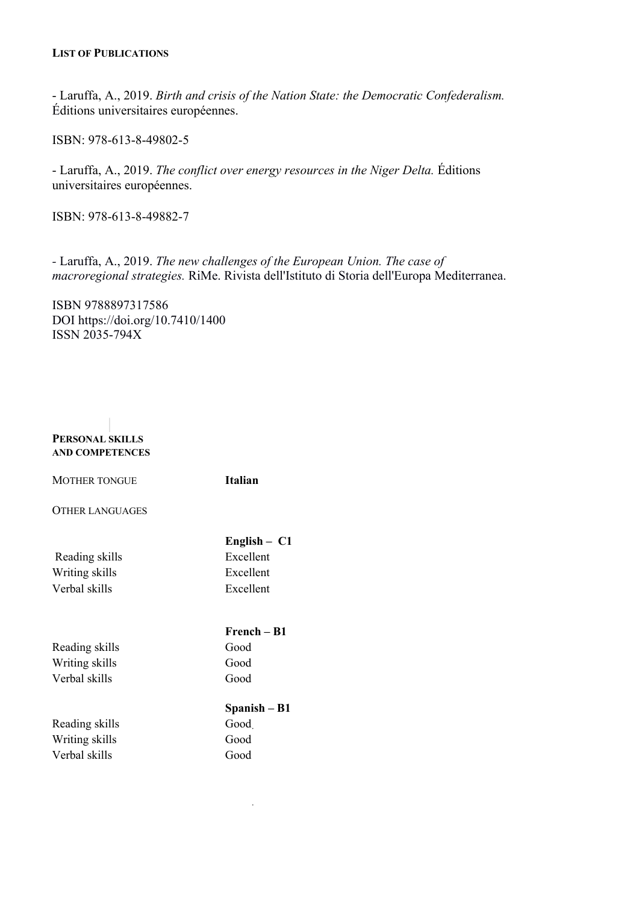**LIST OF PUBLICATIONS**

- Laruffa, A., 2019. *Birth and crisis of the Nation State: the Democratic Confederalism.* Éditions universitaires européennes.

ISBN: 978-613-8-49802-5

- Laruffa, A., 2019. *The conflict over energy resources in the Niger Delta.* Éditions universitaires européennes.

ISBN: 978-613-8-49882-7

- Laruffa, A., 2019. *The new challenges of the European Union. The case of macroregional strategies.* RiMe. Rivista dell'Istituto di Storia dell'Europa Mediterranea.

ISBN 9788897317586
DOI https://doi.org/10.7410/1400
ISSN 2035-794X

**PERSONAL SKILLS AND COMPETENCES**

| | |
|---|---|
| MOTHER TONGUE | **Italian** |
| OTHER LANGUAGES | |
| | **English – C1** |
| Reading skills | Excellent |
| Writing skills | Excellent |
| Verbal skills | Excellent |
| | **French – B1** |
| Reading skills | Good |
| Writing skills | Good |
| Verbal skills | Good |
| | **Spanish – B1** |
| Reading skills | Good |
| Writing skills | Good |
| Verbal skills | Good |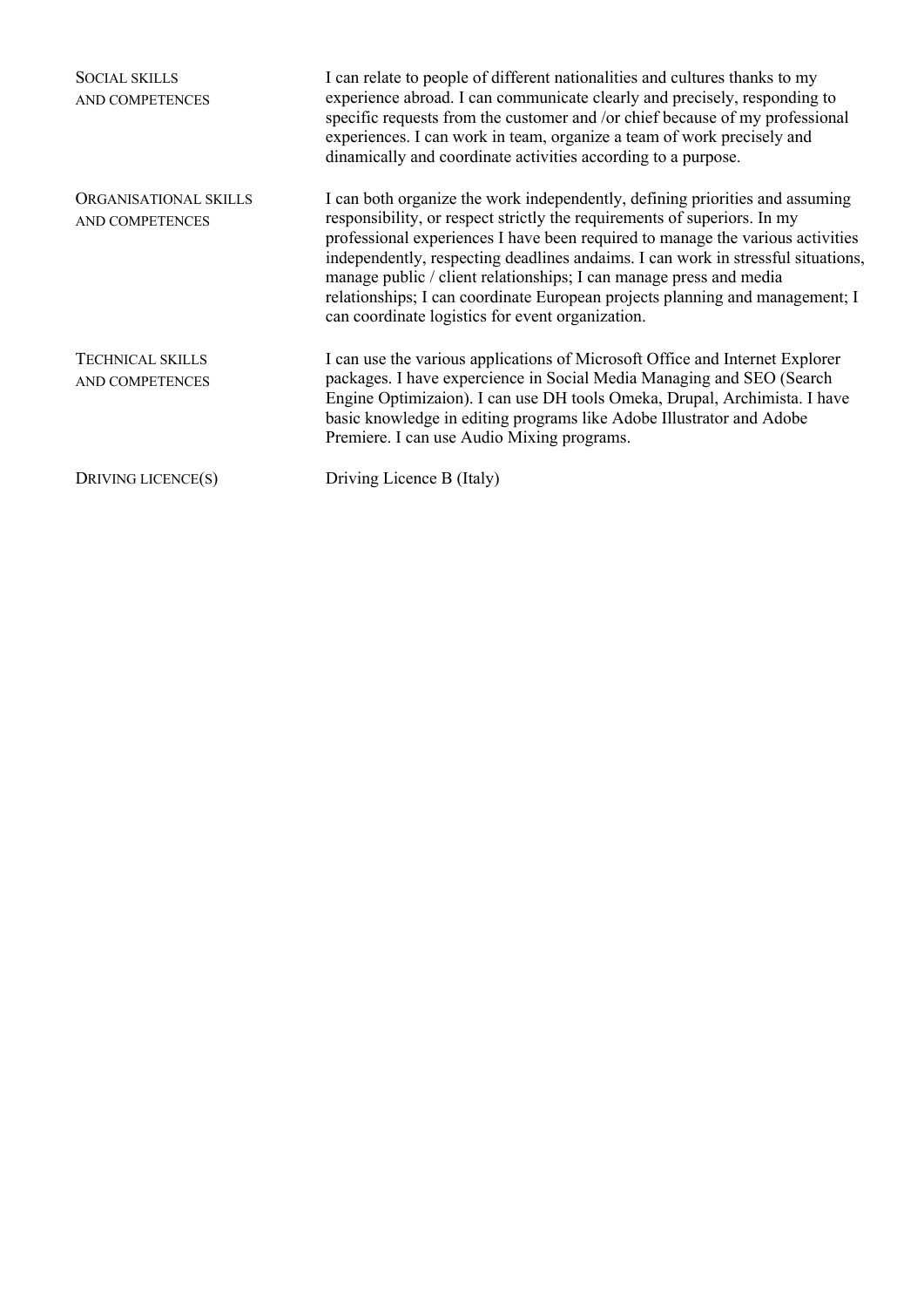| | |
|---|---|
| SOCIAL SKILLS AND COMPETENCES | I can relate to people of different nationalities and cultures thanks to my experience abroad. I can communicate clearly and precisely, responding to specific requests from the customer and /or chief because of my professional experiences. I can work in team, organize a team of work precisely and dinamically and coordinate activities according to a purpose. |
| ORGANISATIONAL SKILLS AND COMPETENCES | I can both organize the work independently, defining priorities and assuming responsibility, or respect strictly the requirements of superiors. In my professional experiences I have been required to manage the various activities independently, respecting deadlines andaims. I can work in stressful situations, manage public / client relationships; I can manage press and media relationships; I can coordinate European projects planning and management; I can coordinate logistics for event organization. |
| TECHNICAL SKILLS AND COMPETENCES | I can use the various applications of Microsoft Office and Internet Explorer packages. I have expercience in Social Media Managing and SEO (Search Engine Optimizaion). I can use DH tools Omeka, Drupal, Archimista. I have basic knowledge in editing programs like Adobe Illustrator and Adobe Premiere. I can use Audio Mixing programs. |
| DRIVING LICENCE(S) | Driving Licence B (Italy) |